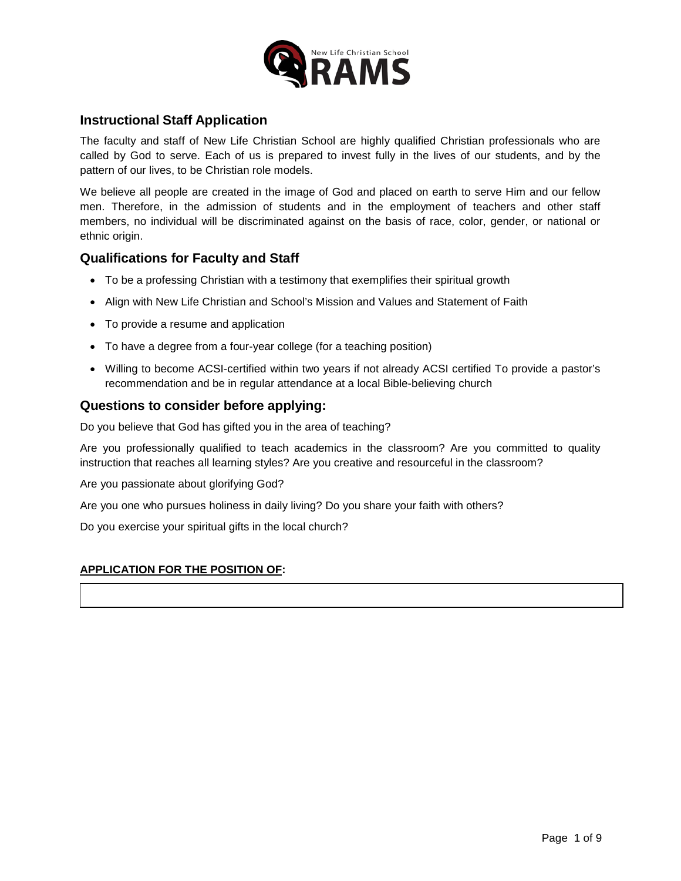New Life Christian School

RAMS

## Instructional Staff Application

The faculty and staff of New Life Christian School are highly qualified Christian professionals who are called by God to serve. Each of us is prepared to invest fully in the lives of our students, and by the pattern of our lives, to be Christian role models.

We believe all people are created in the image of God and placed on earth to serve Him and our fellow men. Therefore, in the admission of students and in the employment of teachers and other staff members, no individual will be discriminated against on the basis of race, color, gender, or national or ethnic origin.

## Qualifications for Faculty and Staff

- To be a professing Christian with a testimony that exemplifies their spiritual growth
- Align with New Life Christian and School's Mission and Values and Statement of Faith
- To provide a resume and application
- To have a degree from a four-year college (for a teaching position)
- Willing to become ACSI-certified within two years if not already ACSI certified To provide a pastor's recommendation and be in regular attendance at a local Bible-believing church

## Questions to consider before applying:

Do you believe that God has gifted you in the area of teaching?

Are you professionally qualified to teach academics in the classroom? Are you committed to quality instruction that reaches all learning styles? Are you creative and resourceful in the classroom?

Are you passionate about glorifying God?

Are you one who pursues holiness in daily living? Do you share your faith with others?

Do you exercise your spiritual gifts in the local church?

**APPLICATION FOR THE POSITION OF:**

| |
|---|
| |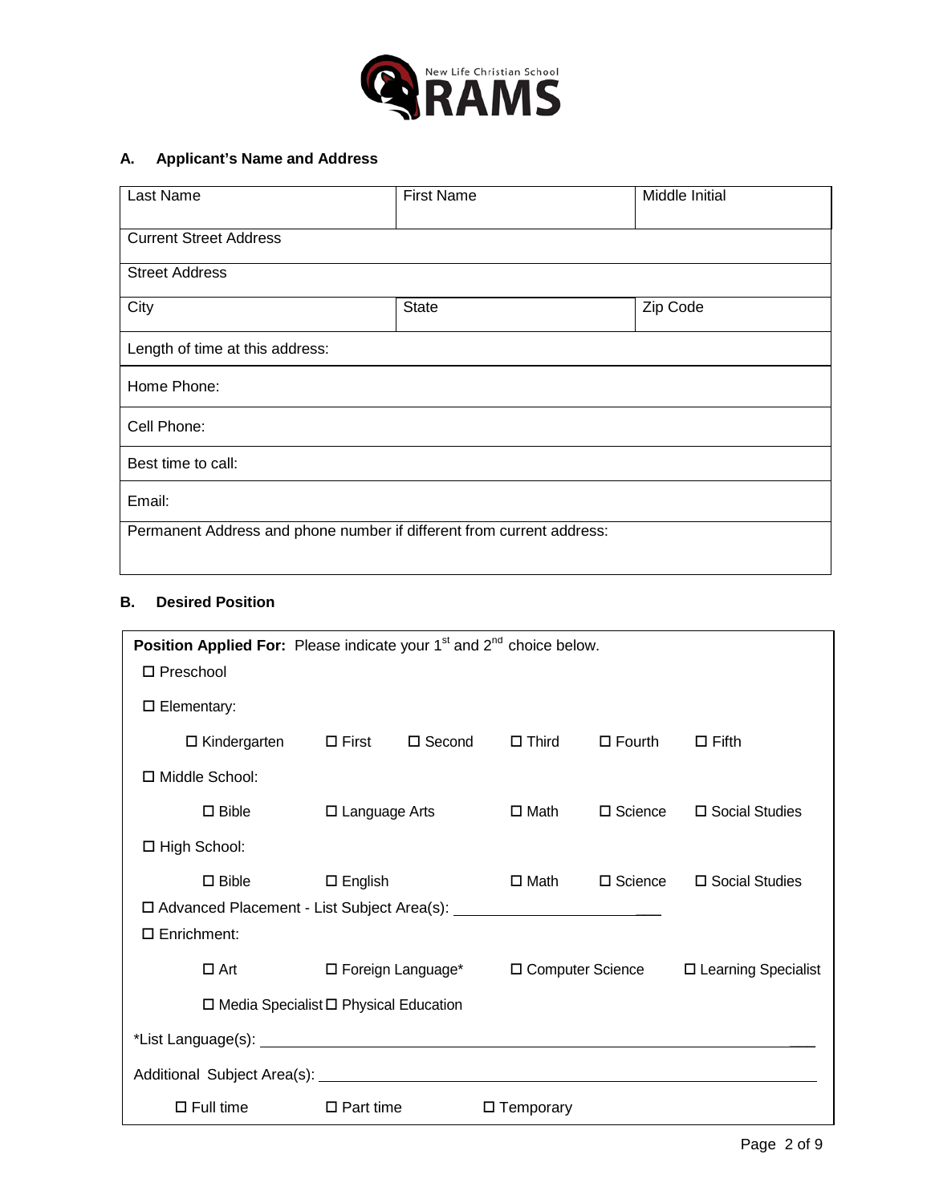New Life Christian School

# RAMS

## A. Applicant's Name and Address

| Last Name | First Name | Middle Initial |
|---|---|---|
| Current Street Address | | |
| Street Address | | |
| City | State | Zip Code |
| Length of time at this address: | | |
| Home Phone: | | |
| Cell Phone: | | |
| Best time to call: | | |
| Email: | | |
| Permanent Address and phone number if different from current address: | | |

## B. Desired Position

**Position Applied For:** Please indicate your 1st and 2nd choice below.

☐ Preschool

☐ Elementary:

- ☐ Kindergarten ☐ First ☐ Second ☐ Third ☐ Fourth ☐ Fifth

☐ Middle School:

- ☐ Bible ☐ Language Arts ☐ Math ☐ Science ☐ Social Studies

☐ High School:

- ☐ Bible ☐ English ☐ Math ☐ Science ☐ Social Studies

☐ Advanced Placement - List Subject Area(s): ______________________

☐ Enrichment:

- ☐ Art ☐ Foreign Language* ☐ Computer Science ☐ Learning Specialist
- ☐ Media Specialist ☐ Physical Education

*List Language(s): ______________________________________________

Additional Subject Area(s): ______________________________________________

☐ Full time ☐ Part time ☐ Temporary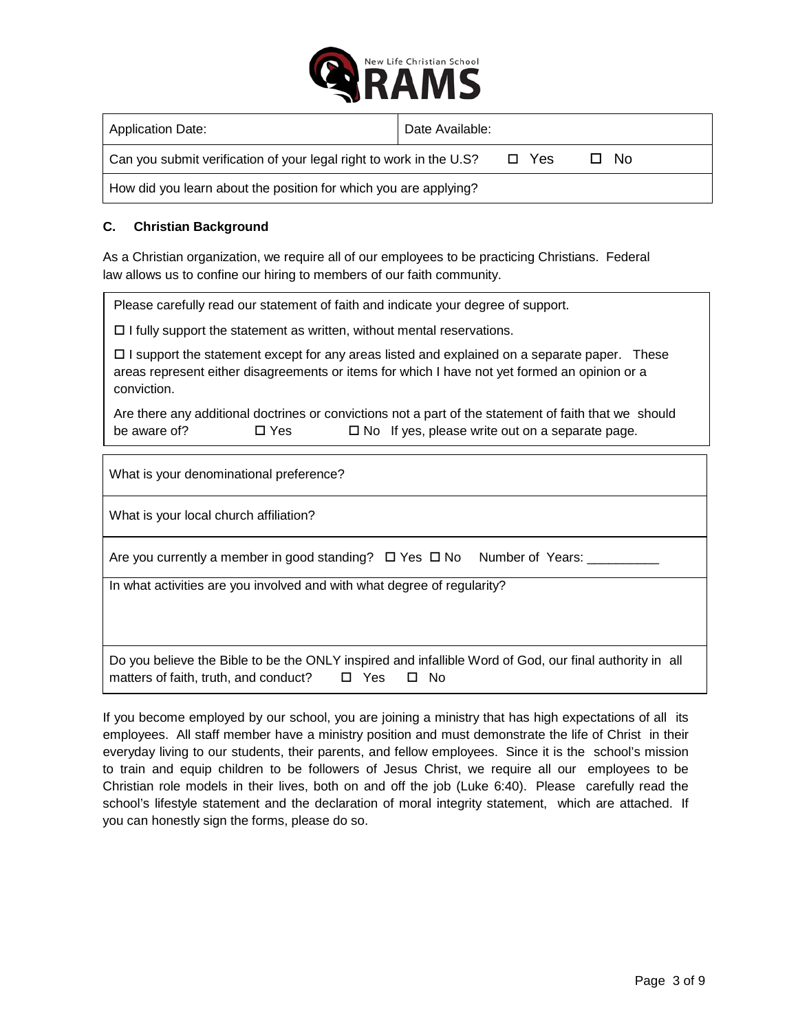New Life Christian School
RAMS

| Application Date: | Date Available: |
|---|---|
| Can you submit verification of your legal right to work in the U.S? ☐ Yes ☐ No | |
| How did you learn about the position for which you are applying? | |

### C. Christian Background

As a Christian organization, we require all of our employees to be practicing Christians. Federal law allows us to confine our hiring to members of our faith community.

Please carefully read our statement of faith and indicate your degree of support.

☐ I fully support the statement as written, without mental reservations.

☐ I support the statement except for any areas listed and explained on a separate paper. These areas represent either disagreements or items for which I have not yet formed an opinion or a conviction.

Are there any additional doctrines or convictions not a part of the statement of faith that we should be aware of? ☐ Yes ☐ No If yes, please write out on a separate page.

| What is your denominational preference? |
|---|
| What is your local church affiliation? |
| Are you currently a member in good standing? ☐ Yes ☐ No Number of Years: __________ |
| In what activities are you involved and with what degree of regularity? |
| Do you believe the Bible to be the ONLY inspired and infallible Word of God, our final authority in all matters of faith, truth, and conduct? ☐ Yes ☐ No |

If you become employed by our school, you are joining a ministry that has high expectations of all its employees. All staff member have a ministry position and must demonstrate the life of Christ in their everyday living to our students, their parents, and fellow employees. Since it is the school's mission to train and equip children to be followers of Jesus Christ, we require all our employees to be Christian role models in their lives, both on and off the job (Luke 6:40). Please carefully read the school's lifestyle statement and the declaration of moral integrity statement, which are attached. If you can honestly sign the forms, please do so.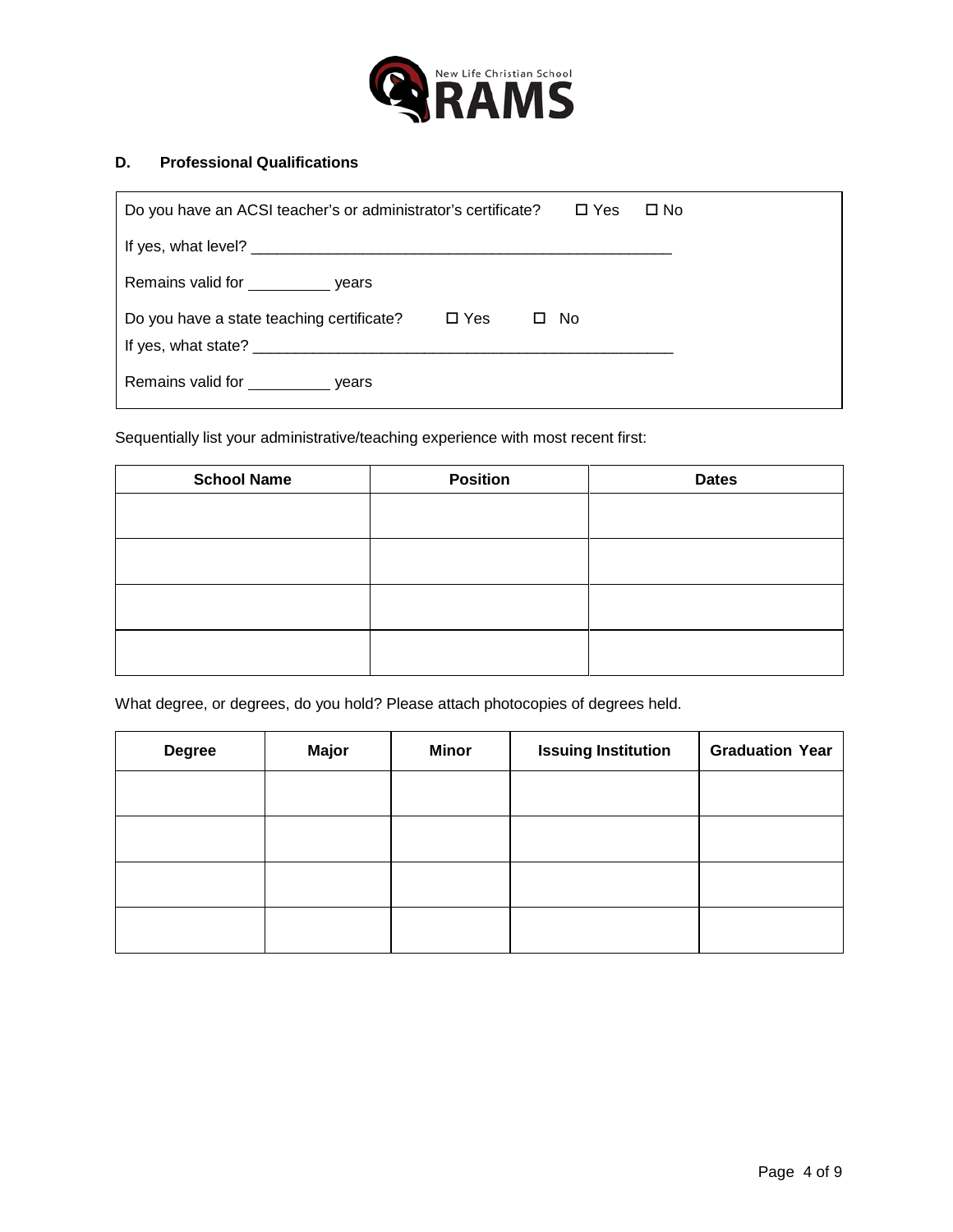## D. Professional Qualifications

Do you have an ACSI teacher's or administrator's certificate? ☐ Yes ☐ No

If yes, what level? ___________________________________________________

Remains valid for __________ years

Do you have a state teaching certificate? ☐ Yes ☐ No

If yes, what state? ___________________________________________________

Remains valid for __________ years

Sequentially list your administrative/teaching experience with most recent first:

| School Name | Position | Dates |
|---|---|---|
| | | |
| | | |
| | | |
| | | |

What degree, or degrees, do you hold? Please attach photocopies of degrees held.

| Degree | Major | Minor | Issuing Institution | Graduation Year |
|---|---|---|---|---|
| | | | | |
| | | | | |
| | | | | |
| | | | | |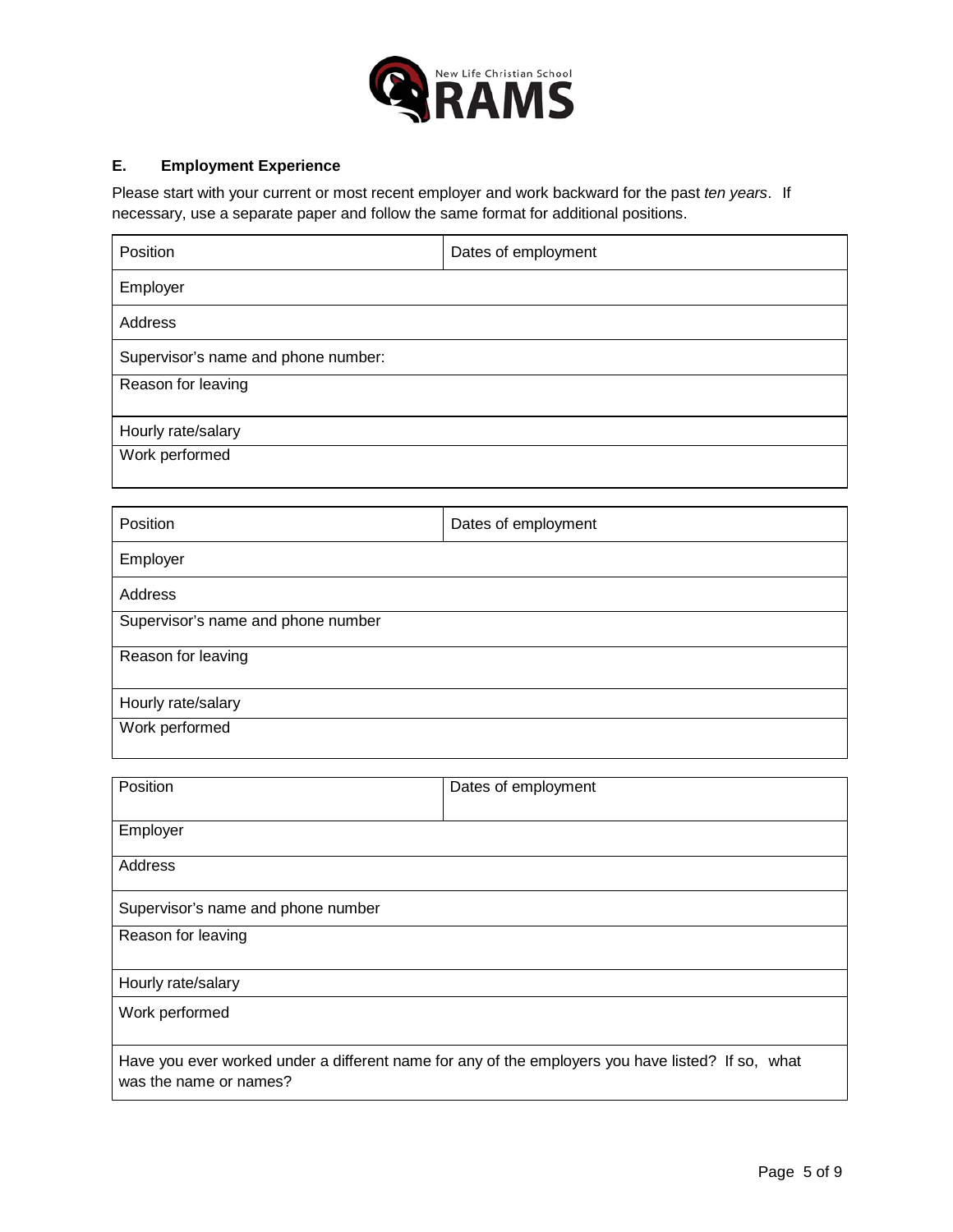### E. Employment Experience

Please start with your current or most recent employer and work backward for the past *ten years*. If necessary, use a separate paper and follow the same format for additional positions.

| Position | Dates of employment |
|---|---|
| Employer | |
| Address | |
| Supervisor's name and phone number: | |
| Reason for leaving | |
| Hourly rate/salary | |
| Work performed | |

| Position | Dates of employment |
|---|---|
| Employer | |
| Address | |
| Supervisor's name and phone number | |
| Reason for leaving | |
| Hourly rate/salary | |
| Work performed | |

| Position | Dates of employment |
|---|---|
| Employer | |
| Address | |
| Supervisor's name and phone number | |
| Reason for leaving | |
| Hourly rate/salary | |
| Work performed | |
| Have you ever worked under a different name for any of the employers you have listed? If so, what was the name or names? | |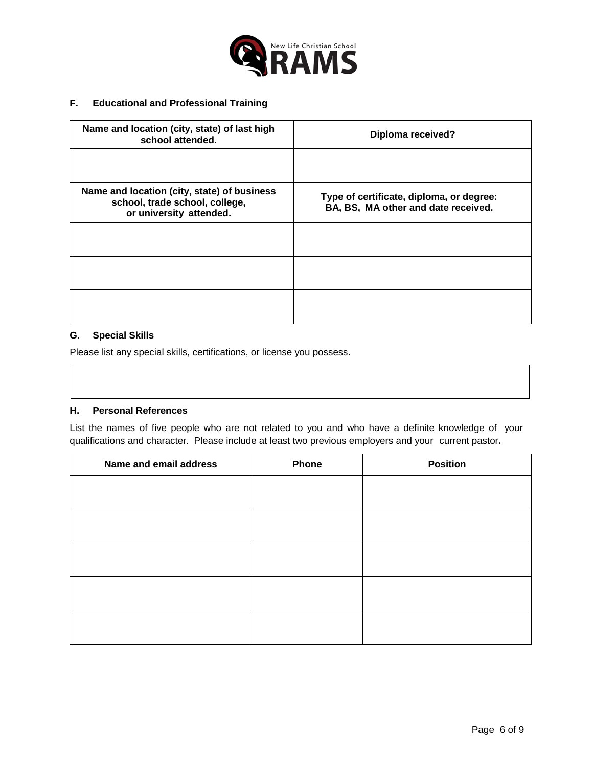### F. Educational and Professional Training

| Name and location (city, state) of last high school attended. | Diploma received? |
|---|---|
| | |
| **Name and location (city, state) of business school, trade school, college, or university attended.** | **Type of certificate, diploma, or degree: BA, BS, MA other and date received.** |
| | |
| | |
| | |

### G. Special Skills

Please list any special skills, certifications, or license you possess.

| |
|---|
| |

### H. Personal References

List the names of five people who are not related to you and who have a definite knowledge of your qualifications and character. Please include at least two previous employers and your current pastor**.**

| Name and email address | Phone | Position |
|---|---|---|
| | | |
| | | |
| | | |
| | | |
| | | |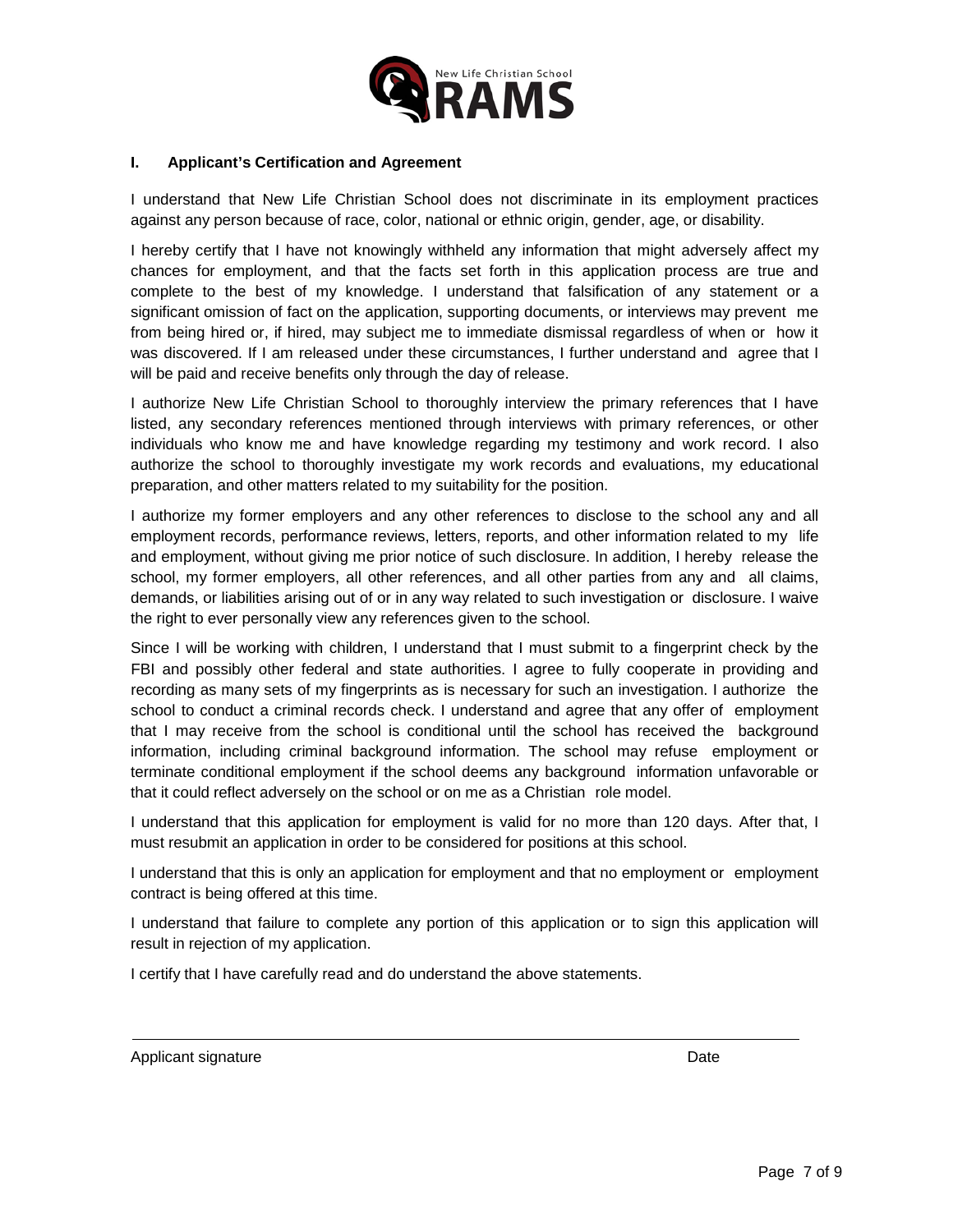New Life Christian School RAMS

### I. Applicant's Certification and Agreement

I understand that New Life Christian School does not discriminate in its employment practices against any person because of race, color, national or ethnic origin, gender, age, or disability.

I hereby certify that I have not knowingly withheld any information that might adversely affect my chances for employment, and that the facts set forth in this application process are true and complete to the best of my knowledge. I understand that falsification of any statement or a significant omission of fact on the application, supporting documents, or interviews may prevent me from being hired or, if hired, may subject me to immediate dismissal regardless of when or how it was discovered. If I am released under these circumstances, I further understand and agree that I will be paid and receive benefits only through the day of release.

I authorize New Life Christian School to thoroughly interview the primary references that I have listed, any secondary references mentioned through interviews with primary references, or other individuals who know me and have knowledge regarding my testimony and work record. I also authorize the school to thoroughly investigate my work records and evaluations, my educational preparation, and other matters related to my suitability for the position.

I authorize my former employers and any other references to disclose to the school any and all employment records, performance reviews, letters, reports, and other information related to my life and employment, without giving me prior notice of such disclosure. In addition, I hereby release the school, my former employers, all other references, and all other parties from any and all claims, demands, or liabilities arising out of or in any way related to such investigation or disclosure. I waive the right to ever personally view any references given to the school.

Since I will be working with children, I understand that I must submit to a fingerprint check by the FBI and possibly other federal and state authorities. I agree to fully cooperate in providing and recording as many sets of my fingerprints as is necessary for such an investigation. I authorize the school to conduct a criminal records check. I understand and agree that any offer of employment that I may receive from the school is conditional until the school has received the background information, including criminal background information. The school may refuse employment or terminate conditional employment if the school deems any background information unfavorable or that it could reflect adversely on the school or on me as a Christian role model.

I understand that this application for employment is valid for no more than 120 days. After that, I must resubmit an application in order to be considered for positions at this school.

I understand that this is only an application for employment and that no employment or employment contract is being offered at this time.

I understand that failure to complete any portion of this application or to sign this application will result in rejection of my application.

I certify that I have carefully read and do understand the above statements.

______________________________________________________________

Applicant signature Date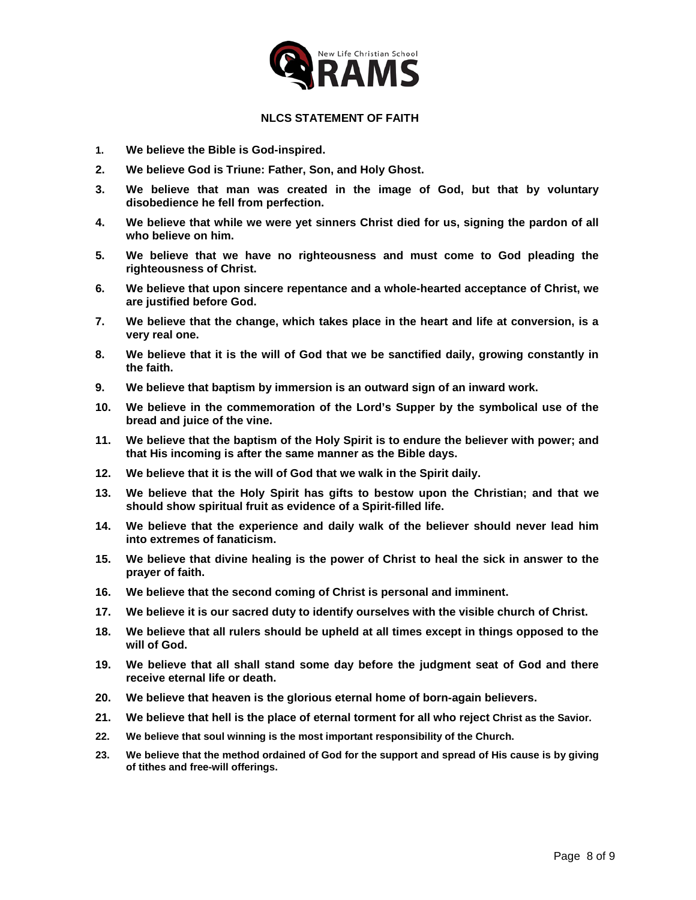New Life Christian School

RAMS

## NLCS STATEMENT OF FAITH

1. **We believe the Bible is God-inspired.**
2. **We believe God is Triune: Father, Son, and Holy Ghost.**
3. **We believe that man was created in the image of God, but that by voluntary disobedience he fell from perfection.**
4. **We believe that while we were yet sinners Christ died for us, signing the pardon of all who believe on him.**
5. **We believe that we have no righteousness and must come to God pleading the righteousness of Christ.**
6. **We believe that upon sincere repentance and a whole-hearted acceptance of Christ, we are justified before God.**
7. **We believe that the change, which takes place in the heart and life at conversion, is a very real one.**
8. **We believe that it is the will of God that we be sanctified daily, growing constantly in the faith.**
9. **We believe that baptism by immersion is an outward sign of an inward work.**
10. **We believe in the commemoration of the Lord's Supper by the symbolical use of the bread and juice of the vine.**
11. **We believe that the baptism of the Holy Spirit is to endure the believer with power; and that His incoming is after the same manner as the Bible days.**
12. **We believe that it is the will of God that we walk in the Spirit daily.**
13. **We believe that the Holy Spirit has gifts to bestow upon the Christian; and that we should show spiritual fruit as evidence of a Spirit-filled life.**
14. **We believe that the experience and daily walk of the believer should never lead him into extremes of fanaticism.**
15. **We believe that divine healing is the power of Christ to heal the sick in answer to the prayer of faith.**
16. **We believe that the second coming of Christ is personal and imminent.**
17. **We believe it is our sacred duty to identify ourselves with the visible church of Christ.**
18. **We believe that all rulers should be upheld at all times except in things opposed to the will of God.**
19. **We believe that all shall stand some day before the judgment seat of God and there receive eternal life or death.**
20. **We believe that heaven is the glorious eternal home of born-again believers.**
21. **We believe that hell is the place of eternal torment for all who reject Christ as the Savior.**
22. **We believe that soul winning is the most important responsibility of the Church.**
23. **We believe that the method ordained of God for the support and spread of His cause is by giving of tithes and free-will offerings.**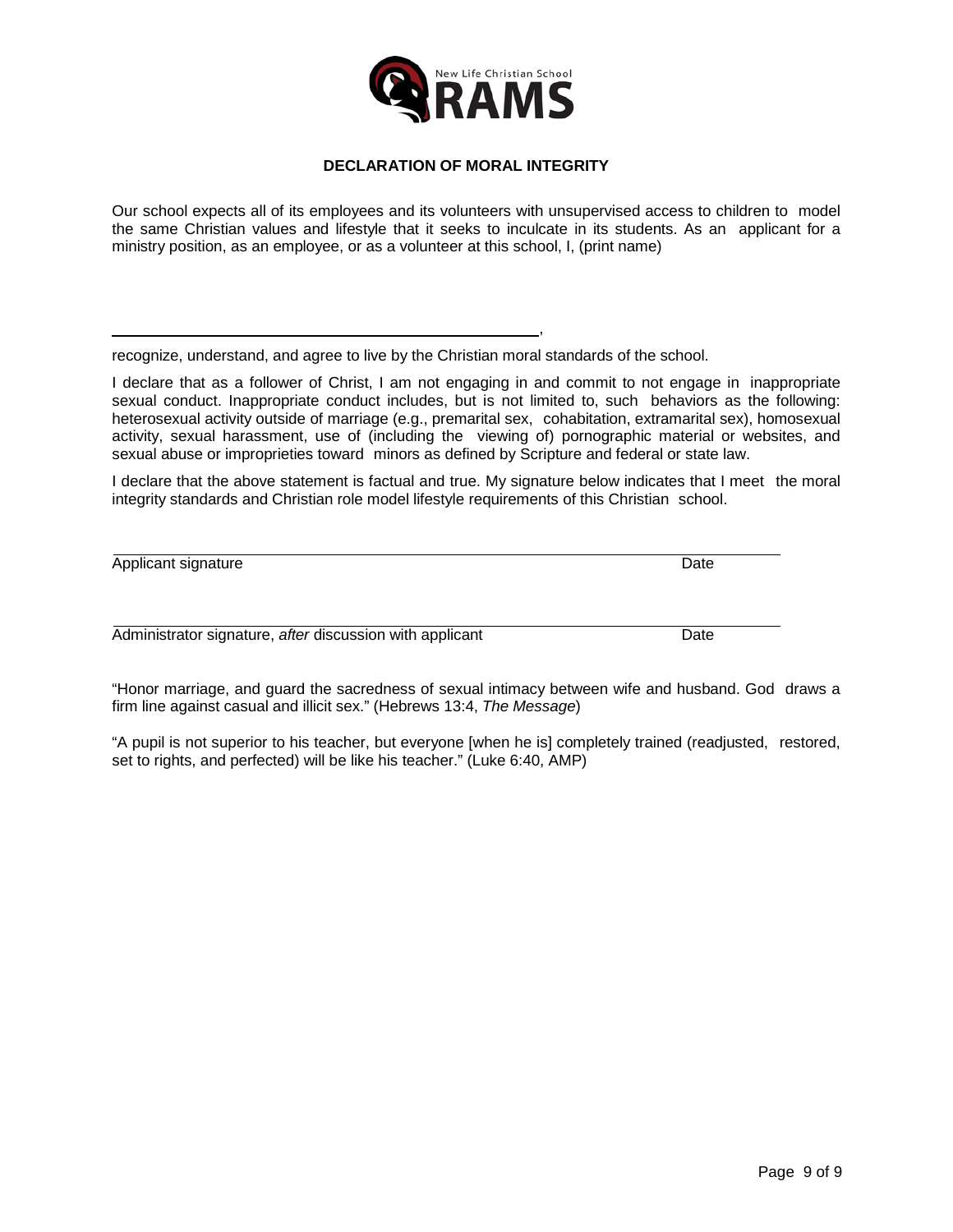New Life Christian School

RAMS

**DECLARATION OF MORAL INTEGRITY**

Our school expects all of its employees and its volunteers with unsupervised access to children to model the same Christian values and lifestyle that it seeks to inculcate in its students. As an applicant for a ministry position, as an employee, or as a volunteer at this school, I, (print name)

\_\_\_\_\_\_\_\_\_\_\_\_\_\_\_\_\_\_\_\_\_\_\_\_\_\_\_\_\_\_\_\_\_\_\_\_\_\_\_\_\_\_\_\_,

recognize, understand, and agree to live by the Christian moral standards of the school.

I declare that as a follower of Christ, I am not engaging in and commit to not engage in inappropriate sexual conduct. Inappropriate conduct includes, but is not limited to, such behaviors as the following: heterosexual activity outside of marriage (e.g., premarital sex, cohabitation, extramarital sex), homosexual activity, sexual harassment, use of (including the viewing of) pornographic material or websites, and sexual abuse or improprieties toward minors as defined by Scripture and federal or state law.

I declare that the above statement is factual and true. My signature below indicates that I meet the moral integrity standards and Christian role model lifestyle requirements of this Christian school.

\_\_\_\_\_\_\_\_\_\_\_\_\_\_\_\_\_\_\_\_\_\_\_\_\_\_\_\_\_\_\_\_\_\_\_\_\_\_\_\_\_\_\_\_\_\_\_\_\_\_\_\_\_\_\_\_\_\_\_\_
Applicant signature Date

\_\_\_\_\_\_\_\_\_\_\_\_\_\_\_\_\_\_\_\_\_\_\_\_\_\_\_\_\_\_\_\_\_\_\_\_\_\_\_\_\_\_\_\_\_\_\_\_\_\_\_\_\_\_\_\_\_\_\_\_
Administrator signature, *after* discussion with applicant Date

"Honor marriage, and guard the sacredness of sexual intimacy between wife and husband. God draws a firm line against casual and illicit sex." (Hebrews 13:4, *The Message*)

"A pupil is not superior to his teacher, but everyone [when he is] completely trained (readjusted, restored, set to rights, and perfected) will be like his teacher." (Luke 6:40, AMP)